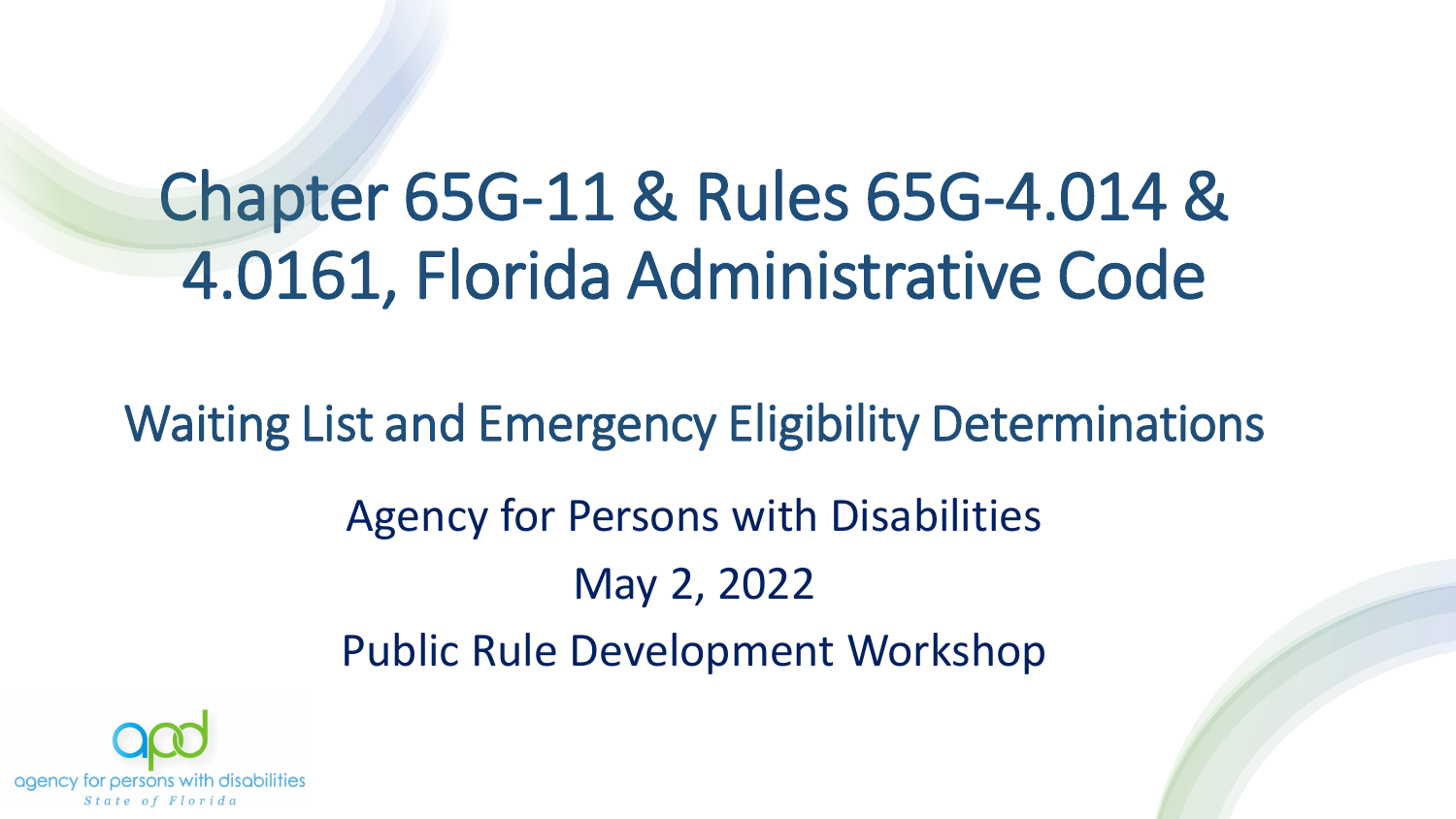# Chapter 65G-11 & Rules 65G-4.014 & 4.0161, Florida Administrative Code

## Waiting List and Emergency Eligibility Determinations

Agency for Persons with Disabilities

May 2, 2022

Public Rule Development Workshop

apd

agency for persons with disabilities

State of Florida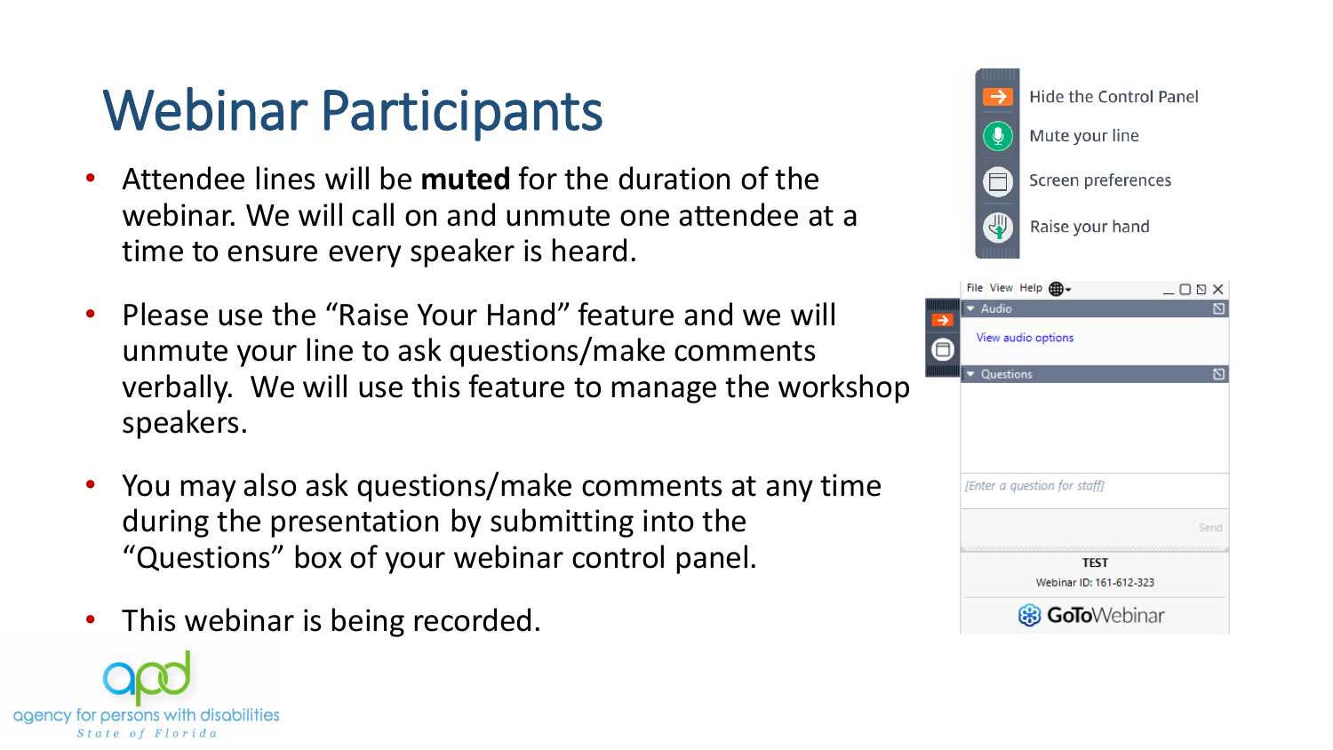# Webinar Participants

- Attendee lines will be **muted** for the duration of the webinar. We will call on and unmute one attendee at a time to ensure every speaker is heard.
- Please use the "Raise Your Hand" feature and we will unmute your line to ask questions/make comments verbally. We will use this feature to manage the workshop speakers.
- You may also ask questions/make comments at any time during the presentation by submitting into the "Questions" box of your webinar control panel.
- This webinar is being recorded.

Hide the Control Panel

Mute your line

Screen preferences

Raise your hand

File View Help

Audio

View audio options

Questions

[Enter a question for staff]

Send

TEST

Webinar ID: 161-612-323

GoToWebinar

apd agency for persons with disabilities State of Florida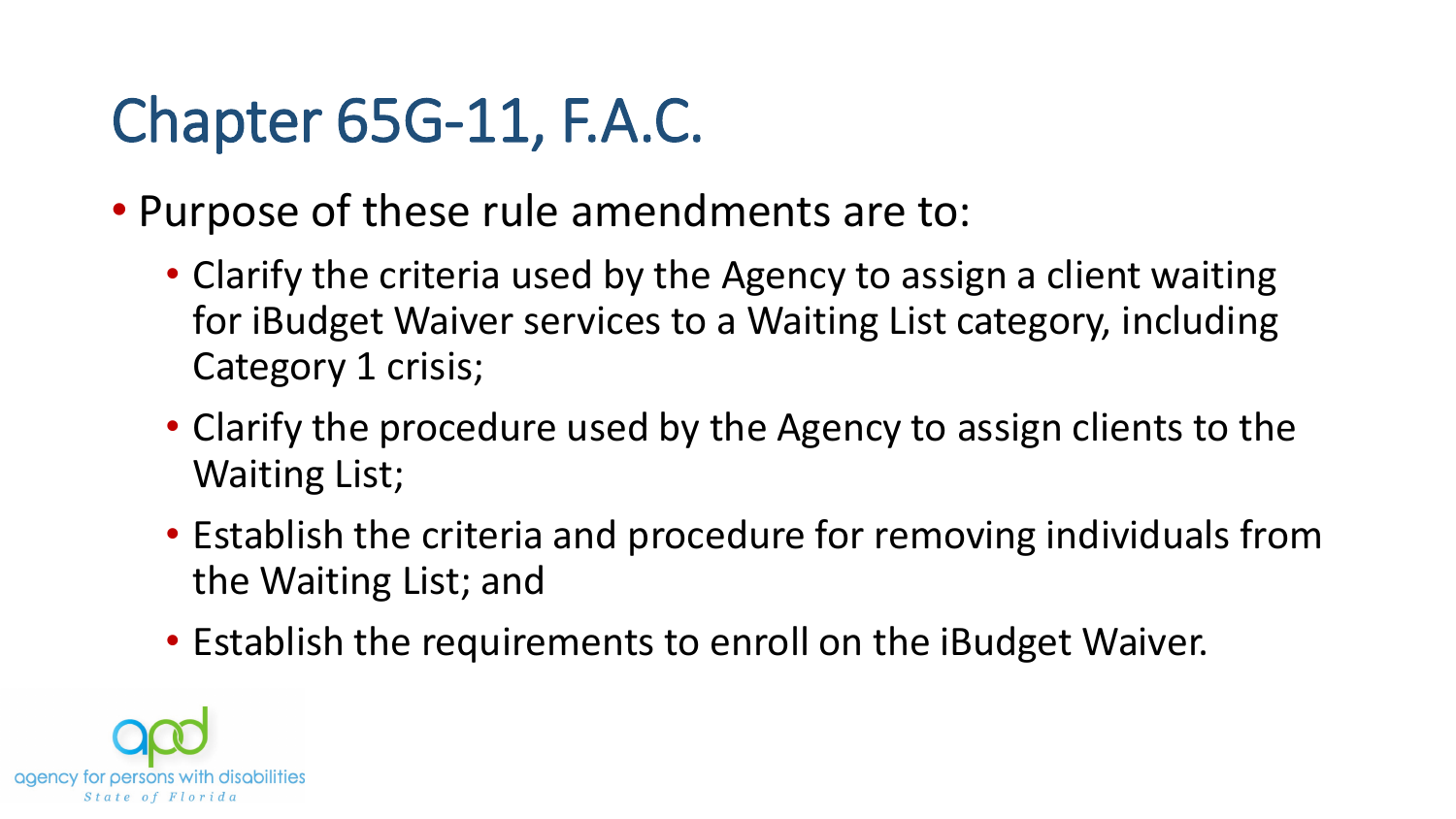# Chapter 65G-11, F.A.C.

- Purpose of these rule amendments are to:
  - Clarify the criteria used by the Agency to assign a client waiting for iBudget Waiver services to a Waiting List category, including Category 1 crisis;
  - Clarify the procedure used by the Agency to assign clients to the Waiting List;
  - Establish the criteria and procedure for removing individuals from the Waiting List; and
  - Establish the requirements to enroll on the iBudget Waiver.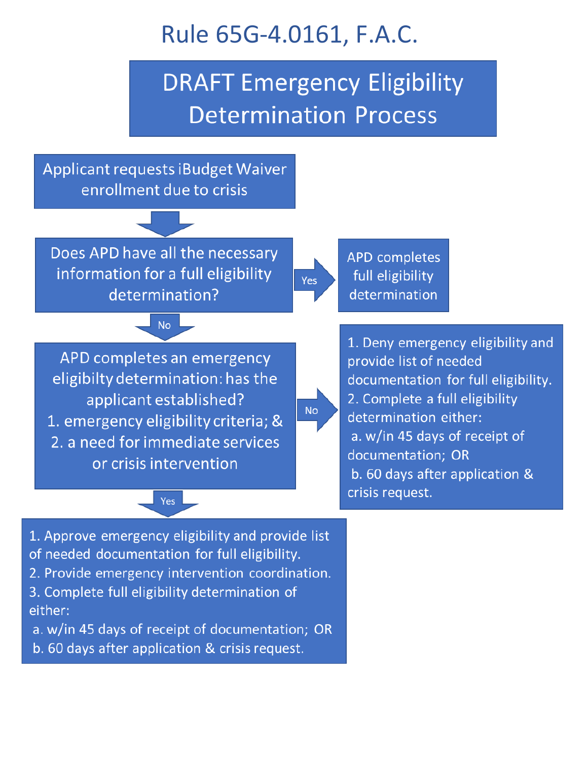# Rule 65G-4.0161, F.A.C.

## DRAFT Emergency Eligibility Determination Process

Applicant requests iBudget Waiver enrollment due to crisis

↓

Does APD have all the necessary information for a full eligibility determination?

- **Yes** → APD completes full eligibility determination
- **No** ↓

APD completes an emergency eligibilty determination: has the applicant established?

1. emergency eligibility criteria; &
2. a need for immediate services or crisis intervention

- **No** →
  1. Deny emergency eligibility and provide list of needed documentation for full eligibility.
  2. Complete a full eligibility determination either:
     a. w/in 45 days of receipt of documentation; OR
     b. 60 days after application & crisis request.

- **Yes** ↓
  1. Approve emergency eligibility and provide list of needed documentation for full eligibility.
  2. Provide emergency intervention coordination.
  3. Complete full eligibility determination of either:
     a. w/in 45 days of receipt of documentation; OR
     b. 60 days after application & crisis request.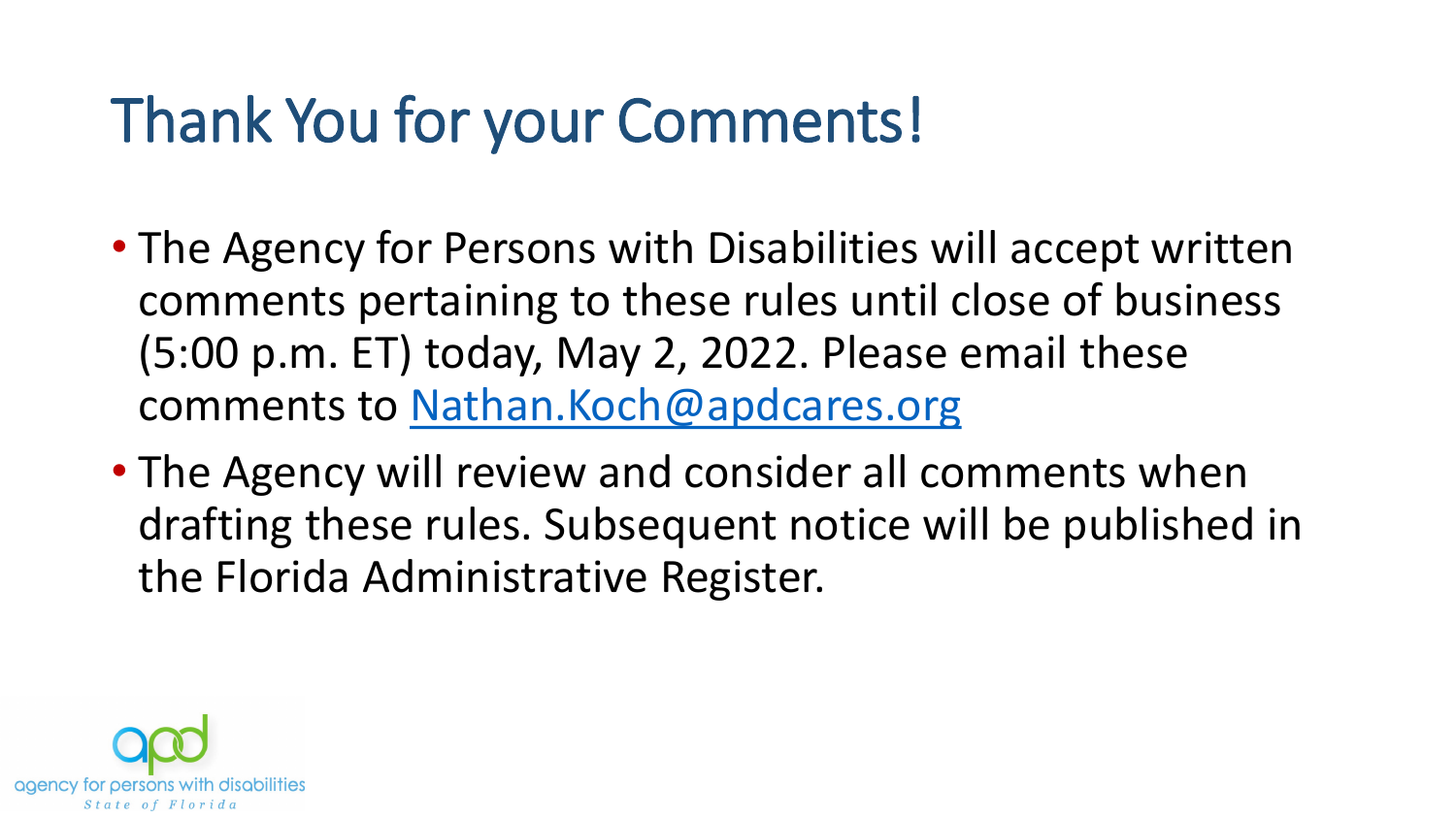# Thank You for your Comments!

- The Agency for Persons with Disabilities will accept written comments pertaining to these rules until close of business (5:00 p.m. ET) today, May 2, 2022. Please email these comments to Nathan.Koch@apdcares.org
- The Agency will review and consider all comments when drafting these rules. Subsequent notice will be published in the Florida Administrative Register.

apd
agency for persons with disabilities
State of Florida